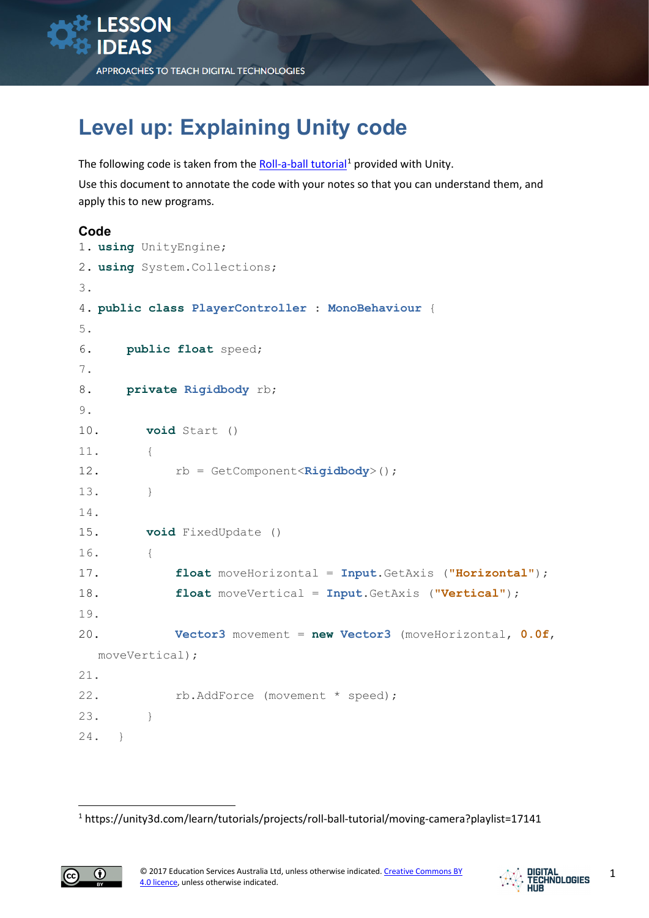# Level up: Explaining Unity code

The following code is taken from the [Roll-a-ball tutorial][1] provided with Unity.

Use this document to annotate the code with your notes so that you can understand them, and apply this to new programs.

## Code

```
1. using UnityEngine;
2. using System.Collections;
3.
4. public class PlayerController : MonoBehaviour {
5.
6.     public float speed;
7.
8.     private Rigidbody rb;
9.
10.        void Start ()
11.        {
12.            rb = GetComponent<Rigidbody>();
13.        }
14.
15.        void FixedUpdate ()
16.        {
17.            float moveHorizontal = Input.GetAxis ("Horizontal");
18.            float moveVertical = Input.GetAxis ("Vertical");
19.
20.            Vector3 movement = new Vector3 (moveHorizontal, 0.0f,
   moveVertical);
21.
22.            rb.AddForce (movement * speed);
23.        }
24.   }
```

[1] https://unity3d.com/learn/tutorials/projects/roll-ball-tutorial/moving-camera?playlist=17141

© 2017 Education Services Australia Ltd, unless otherwise indicated. Creative Commons BY 4.0 licence, unless otherwise indicated.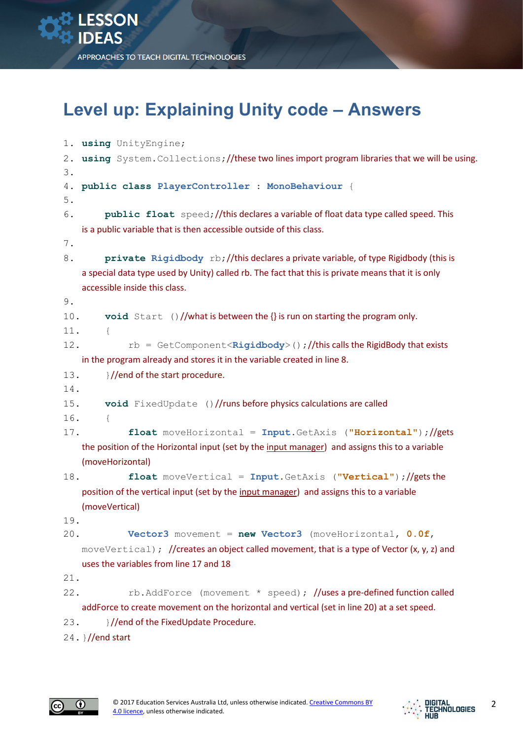# Level up: Explaining Unity code – Answers

```
1. using UnityEngine;
2. using System.Collections;//these two lines import program libraries that we will be using.
3.
4. public class PlayerController : MonoBehaviour {
5.
6.     public float speed;//this declares a variable of float data type called speed. This
   is a public variable that is then accessible outside of this class.
7.
8.     private Rigidbody rb;//this declares a private variable, of type Rigidbody (this is
   a special data type used by Unity) called rb. The fact that this is private means that it is only
   accessible inside this class.
9.
10.    void Start ()//what is between the {} is run on starting the program only.
11.    {
12.        rb = GetComponent<Rigidbody>();//this calls the RigidBody that exists
   in the program already and stores it in the variable created in line 8.
13.    }//end of the start procedure.
14.
15.    void FixedUpdate ()//runs before physics calculations are called
16.    {
17.        float moveHorizontal = Input.GetAxis ("Horizontal");//gets
   the position of the Horizontal input (set by the input manager) and assigns this to a variable
   (moveHorizontal)
18.        float moveVertical = Input.GetAxis ("Vertical");//gets the
   position of the vertical input (set by the input manager) and assigns this to a variable
   (moveVertical)
19.
20.        Vector3 movement = new Vector3 (moveHorizontal, 0.0f,
   moveVertical); //creates an object called movement, that is a type of Vector (x, y, z) and
   uses the variables from line 17 and 18
21.
22.        rb.AddForce (movement * speed); //uses a pre-defined function called
   addForce to create movement on the horizontal and vertical (set in line 20) at a set speed.
23.    }//end of the FixedUpdate Procedure.
24. }//end start
```

© 2017 Education Services Australia Ltd, unless otherwise indicated. Creative Commons BY 4.0 licence, unless otherwise indicated.